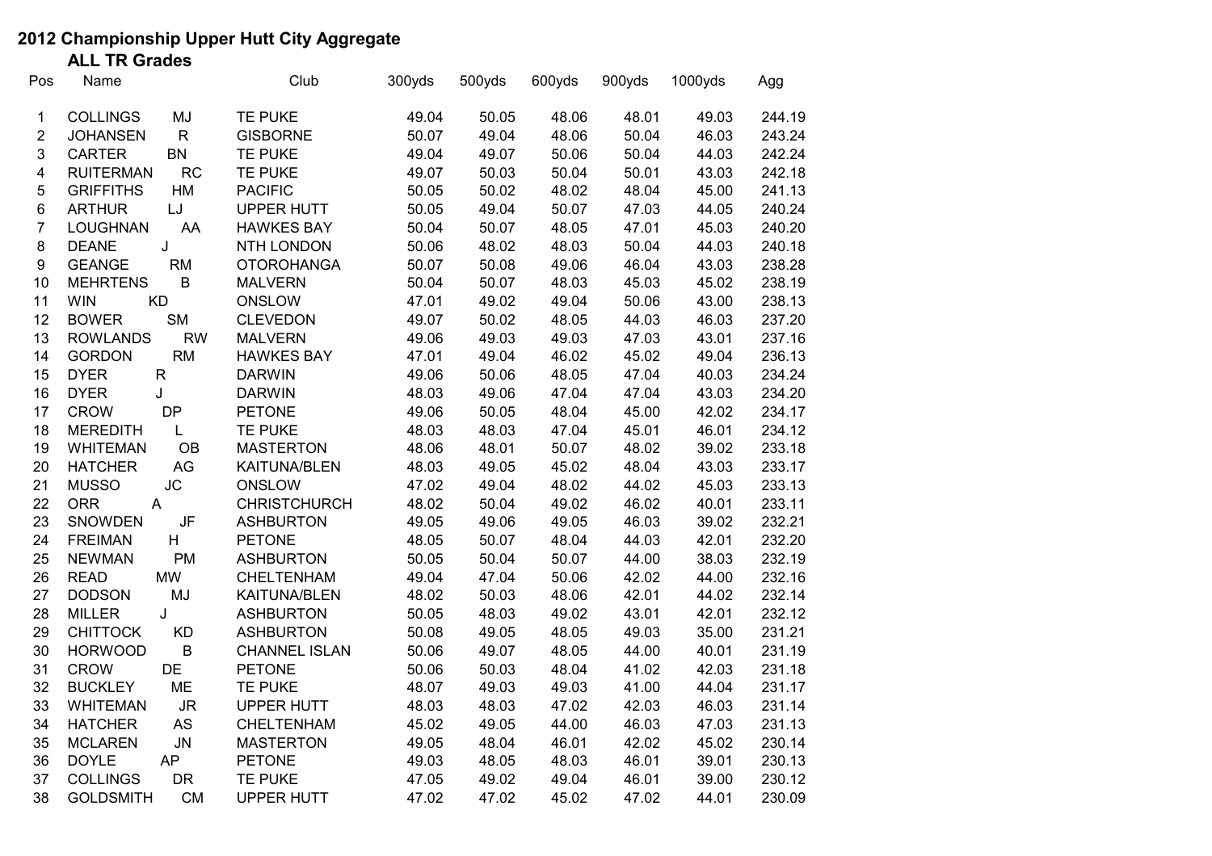# 2012 Championship Upper Hutt City Aggregate

## ALL TR Grades

| Pos | Name | | Club | 300yds | 500yds | 600yds | 900yds | 1000yds | Agg |
|---|---|---|---|---|---|---|---|---|---|
| 1 | COLLINGS | MJ | TE PUKE | 49.04 | 50.05 | 48.06 | 48.01 | 49.03 | 244.19 |
| 2 | JOHANSEN | R | GISBORNE | 50.07 | 49.04 | 48.06 | 50.04 | 46.03 | 243.24 |
| 3 | CARTER | BN | TE PUKE | 49.04 | 49.07 | 50.06 | 50.04 | 44.03 | 242.24 |
| 4 | RUITERMAN | RC | TE PUKE | 49.07 | 50.03 | 50.04 | 50.01 | 43.03 | 242.18 |
| 5 | GRIFFITHS | HM | PACIFIC | 50.05 | 50.02 | 48.02 | 48.04 | 45.00 | 241.13 |
| 6 | ARTHUR | LJ | UPPER HUTT | 50.05 | 49.04 | 50.07 | 47.03 | 44.05 | 240.24 |
| 7 | LOUGHNAN | AA | HAWKES BAY | 50.04 | 50.07 | 48.05 | 47.01 | 45.03 | 240.20 |
| 8 | DEANE | J | NTH LONDON | 50.06 | 48.02 | 48.03 | 50.04 | 44.03 | 240.18 |
| 9 | GEANGE | RM | OTOROHANGA | 50.07 | 50.08 | 49.06 | 46.04 | 43.03 | 238.28 |
| 10 | MEHRTENS | B | MALVERN | 50.04 | 50.07 | 48.03 | 45.03 | 45.02 | 238.19 |
| 11 | WIN | KD | ONSLOW | 47.01 | 49.02 | 49.04 | 50.06 | 43.00 | 238.13 |
| 12 | BOWER | SM | CLEVEDON | 49.07 | 50.02 | 48.05 | 44.03 | 46.03 | 237.20 |
| 13 | ROWLANDS | RW | MALVERN | 49.06 | 49.03 | 49.03 | 47.03 | 43.01 | 237.16 |
| 14 | GORDON | RM | HAWKES BAY | 47.01 | 49.04 | 46.02 | 45.02 | 49.04 | 236.13 |
| 15 | DYER | R | DARWIN | 49.06 | 50.06 | 48.05 | 47.04 | 40.03 | 234.24 |
| 16 | DYER | J | DARWIN | 48.03 | 49.06 | 47.04 | 47.04 | 43.03 | 234.20 |
| 17 | CROW | DP | PETONE | 49.06 | 50.05 | 48.04 | 45.00 | 42.02 | 234.17 |
| 18 | MEREDITH | L | TE PUKE | 48.03 | 48.03 | 47.04 | 45.01 | 46.01 | 234.12 |
| 19 | WHITEMAN | OB | MASTERTON | 48.06 | 48.01 | 50.07 | 48.02 | 39.02 | 233.18 |
| 20 | HATCHER | AG | KAITUNA/BLEN | 48.03 | 49.05 | 45.02 | 48.04 | 43.03 | 233.17 |
| 21 | MUSSO | JC | ONSLOW | 47.02 | 49.04 | 48.02 | 44.02 | 45.03 | 233.13 |
| 22 | ORR | A | CHRISTCHURCH | 48.02 | 50.04 | 49.02 | 46.02 | 40.01 | 233.11 |
| 23 | SNOWDEN | JF | ASHBURTON | 49.05 | 49.06 | 49.05 | 46.03 | 39.02 | 232.21 |
| 24 | FREIMAN | H | PETONE | 48.05 | 50.07 | 48.04 | 44.03 | 42.01 | 232.20 |
| 25 | NEWMAN | PM | ASHBURTON | 50.05 | 50.04 | 50.07 | 44.00 | 38.03 | 232.19 |
| 26 | READ | MW | CHELTENHAM | 49.04 | 47.04 | 50.06 | 42.02 | 44.00 | 232.16 |
| 27 | DODSON | MJ | KAITUNA/BLEN | 48.02 | 50.03 | 48.06 | 42.01 | 44.02 | 232.14 |
| 28 | MILLER | J | ASHBURTON | 50.05 | 48.03 | 49.02 | 43.01 | 42.01 | 232.12 |
| 29 | CHITTOCK | KD | ASHBURTON | 50.08 | 49.05 | 48.05 | 49.03 | 35.00 | 231.21 |
| 30 | HORWOOD | B | CHANNEL ISLAN | 50.06 | 49.07 | 48.05 | 44.00 | 40.01 | 231.19 |
| 31 | CROW | DE | PETONE | 50.06 | 50.03 | 48.04 | 41.02 | 42.03 | 231.18 |
| 32 | BUCKLEY | ME | TE PUKE | 48.07 | 49.03 | 49.03 | 41.00 | 44.04 | 231.17 |
| 33 | WHITEMAN | JR | UPPER HUTT | 48.03 | 48.03 | 47.02 | 42.03 | 46.03 | 231.14 |
| 34 | HATCHER | AS | CHELTENHAM | 45.02 | 49.05 | 44.00 | 46.03 | 47.03 | 231.13 |
| 35 | MCLAREN | JN | MASTERTON | 49.05 | 48.04 | 46.01 | 42.02 | 45.02 | 230.14 |
| 36 | DOYLE | AP | PETONE | 49.03 | 48.05 | 48.03 | 46.01 | 39.01 | 230.13 |
| 37 | COLLINGS | DR | TE PUKE | 47.05 | 49.02 | 49.04 | 46.01 | 39.00 | 230.12 |
| 38 | GOLDSMITH | CM | UPPER HUTT | 47.02 | 47.02 | 45.02 | 47.02 | 44.01 | 230.09 |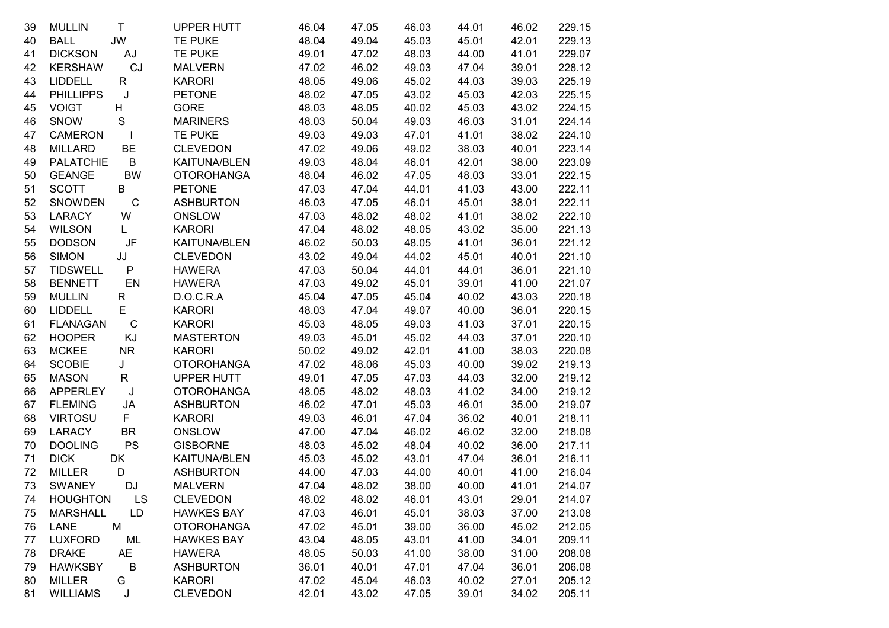| | | | | | | | | | |
|---|---|---|---|---|---|---|---|---|---|
| 39 | MULLIN | T | UPPER HUTT | 46.04 | 47.05 | 46.03 | 44.01 | 46.02 | 229.15 |
| 40 | BALL | JW | TE PUKE | 48.04 | 49.04 | 45.03 | 45.01 | 42.01 | 229.13 |
| 41 | DICKSON | AJ | TE PUKE | 49.01 | 47.02 | 48.03 | 44.00 | 41.01 | 229.07 |
| 42 | KERSHAW | CJ | MALVERN | 47.02 | 46.02 | 49.03 | 47.04 | 39.01 | 228.12 |
| 43 | LIDDELL | R | KARORI | 48.05 | 49.06 | 45.02 | 44.03 | 39.03 | 225.19 |
| 44 | PHILLIPPS | J | PETONE | 48.02 | 47.05 | 43.02 | 45.03 | 42.03 | 225.15 |
| 45 | VOIGT | H | GORE | 48.03 | 48.05 | 40.02 | 45.03 | 43.02 | 224.15 |
| 46 | SNOW | S | MARINERS | 48.03 | 50.04 | 49.03 | 46.03 | 31.01 | 224.14 |
| 47 | CAMERON | I | TE PUKE | 49.03 | 49.03 | 47.01 | 41.01 | 38.02 | 224.10 |
| 48 | MILLARD | BE | CLEVEDON | 47.02 | 49.06 | 49.02 | 38.03 | 40.01 | 223.14 |
| 49 | PALATCHIE | B | KAITUNA/BLEN | 49.03 | 48.04 | 46.01 | 42.01 | 38.00 | 223.09 |
| 50 | GEANGE | BW | OTOROHANGA | 48.04 | 46.02 | 47.05 | 48.03 | 33.01 | 222.15 |
| 51 | SCOTT | B | PETONE | 47.03 | 47.04 | 44.01 | 41.03 | 43.00 | 222.11 |
| 52 | SNOWDEN | C | ASHBURTON | 46.03 | 47.05 | 46.01 | 45.01 | 38.01 | 222.11 |
| 53 | LARACY | W | ONSLOW | 47.03 | 48.02 | 48.02 | 41.01 | 38.02 | 222.10 |
| 54 | WILSON | L | KARORI | 47.04 | 48.02 | 48.05 | 43.02 | 35.00 | 221.13 |
| 55 | DODSON | JF | KAITUNA/BLEN | 46.02 | 50.03 | 48.05 | 41.01 | 36.01 | 221.12 |
| 56 | SIMON | JJ | CLEVEDON | 43.02 | 49.04 | 44.02 | 45.01 | 40.01 | 221.10 |
| 57 | TIDSWELL | P | HAWERA | 47.03 | 50.04 | 44.01 | 44.01 | 36.01 | 221.10 |
| 58 | BENNETT | EN | HAWERA | 47.03 | 49.02 | 45.01 | 39.01 | 41.00 | 221.07 |
| 59 | MULLIN | R | D.O.C.R.A | 45.04 | 47.05 | 45.04 | 40.02 | 43.03 | 220.18 |
| 60 | LIDDELL | E | KARORI | 48.03 | 47.04 | 49.07 | 40.00 | 36.01 | 220.15 |
| 61 | FLANAGAN | C | KARORI | 45.03 | 48.05 | 49.03 | 41.03 | 37.01 | 220.15 |
| 62 | HOOPER | KJ | MASTERTON | 49.03 | 45.01 | 45.02 | 44.03 | 37.01 | 220.10 |
| 63 | MCKEE | NR | KARORI | 50.02 | 49.02 | 42.01 | 41.00 | 38.03 | 220.08 |
| 64 | SCOBIE | J | OTOROHANGA | 47.02 | 48.06 | 45.03 | 40.00 | 39.02 | 219.13 |
| 65 | MASON | R | UPPER HUTT | 49.01 | 47.05 | 47.03 | 44.03 | 32.00 | 219.12 |
| 66 | APPERLEY | J | OTOROHANGA | 48.05 | 48.02 | 48.03 | 41.02 | 34.00 | 219.12 |
| 67 | FLEMING | JA | ASHBURTON | 46.02 | 47.01 | 45.03 | 46.01 | 35.00 | 219.07 |
| 68 | VIRTOSU | F | KARORI | 49.03 | 46.01 | 47.04 | 36.02 | 40.01 | 218.11 |
| 69 | LARACY | BR | ONSLOW | 47.00 | 47.04 | 46.02 | 46.02 | 32.00 | 218.08 |
| 70 | DOOLING | PS | GISBORNE | 48.03 | 45.02 | 48.04 | 40.02 | 36.00 | 217.11 |
| 71 | DICK | DK | KAITUNA/BLEN | 45.03 | 45.02 | 43.01 | 47.04 | 36.01 | 216.11 |
| 72 | MILLER | D | ASHBURTON | 44.00 | 47.03 | 44.00 | 40.01 | 41.00 | 216.04 |
| 73 | SWANEY | DJ | MALVERN | 47.04 | 48.02 | 38.00 | 40.00 | 41.01 | 214.07 |
| 74 | HOUGHTON | LS | CLEVEDON | 48.02 | 48.02 | 46.01 | 43.01 | 29.01 | 214.07 |
| 75 | MARSHALL | LD | HAWKES BAY | 47.03 | 46.01 | 45.01 | 38.03 | 37.00 | 213.08 |
| 76 | LANE | M | OTOROHANGA | 47.02 | 45.01 | 39.00 | 36.00 | 45.02 | 212.05 |
| 77 | LUXFORD | ML | HAWKES BAY | 43.04 | 48.05 | 43.01 | 41.00 | 34.01 | 209.11 |
| 78 | DRAKE | AE | HAWERA | 48.05 | 50.03 | 41.00 | 38.00 | 31.00 | 208.08 |
| 79 | HAWKSBY | B | ASHBURTON | 36.01 | 40.01 | 47.01 | 47.04 | 36.01 | 206.08 |
| 80 | MILLER | G | KARORI | 47.02 | 45.04 | 46.03 | 40.02 | 27.01 | 205.12 |
| 81 | WILLIAMS | J | CLEVEDON | 42.01 | 43.02 | 47.05 | 39.01 | 34.02 | 205.11 |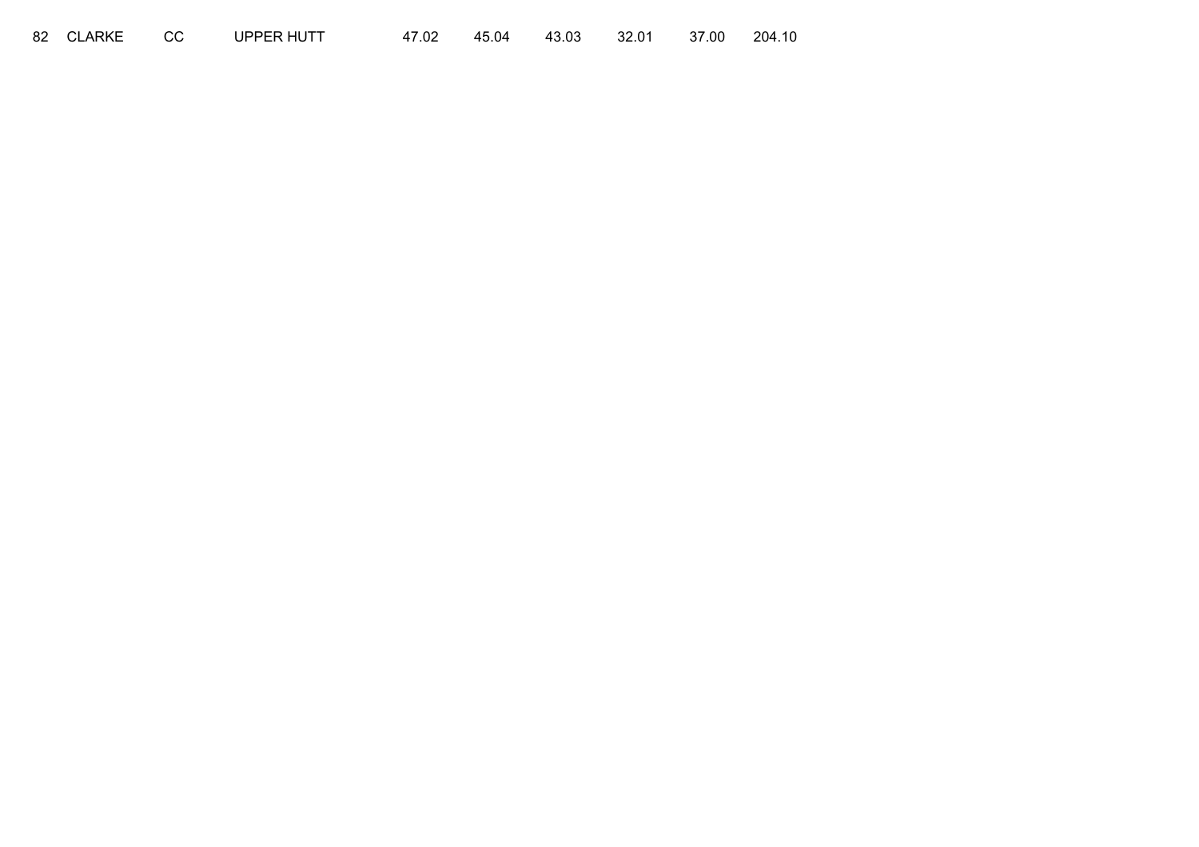| | | | | | | | | | |
|---|---|---|---|---|---|---|---|---|---|
| 82 | CLARKE | CC | UPPER HUTT | 47.02 | 45.04 | 43.03 | 32.01 | 37.00 | 204.10 |